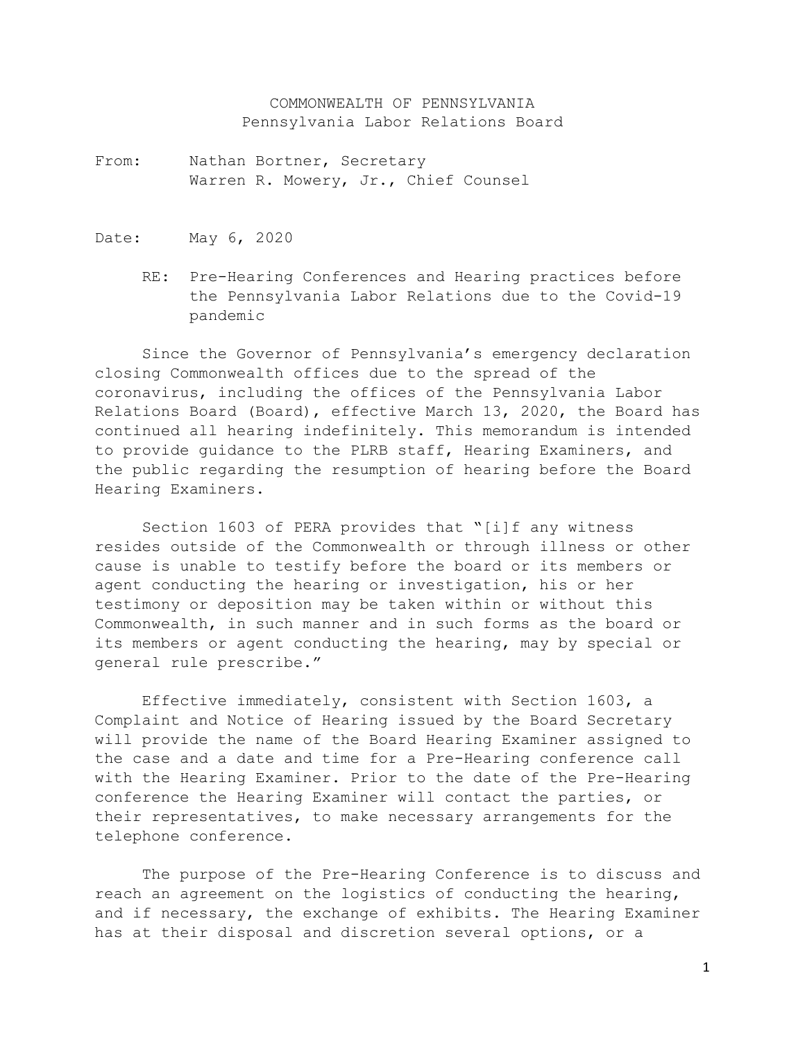# COMMONWEALTH OF PENNSYLVANIA
## Pennsylvania Labor Relations Board

From: Nathan Bortner, Secretary
Warren R. Mowery, Jr., Chief Counsel

Date: May 6, 2020

RE: Pre-Hearing Conferences and Hearing practices before the Pennsylvania Labor Relations due to the Covid-19 pandemic

Since the Governor of Pennsylvania's emergency declaration closing Commonwealth offices due to the spread of the coronavirus, including the offices of the Pennsylvania Labor Relations Board (Board), effective March 13, 2020, the Board has continued all hearing indefinitely. This memorandum is intended to provide guidance to the PLRB staff, Hearing Examiners, and the public regarding the resumption of hearing before the Board Hearing Examiners.

Section 1603 of PERA provides that "[i]f any witness resides outside of the Commonwealth or through illness or other cause is unable to testify before the board or its members or agent conducting the hearing or investigation, his or her testimony or deposition may be taken within or without this Commonwealth, in such manner and in such forms as the board or its members or agent conducting the hearing, may by special or general rule prescribe."

Effective immediately, consistent with Section 1603, a Complaint and Notice of Hearing issued by the Board Secretary will provide the name of the Board Hearing Examiner assigned to the case and a date and time for a Pre-Hearing conference call with the Hearing Examiner. Prior to the date of the Pre-Hearing conference the Hearing Examiner will contact the parties, or their representatives, to make necessary arrangements for the telephone conference.

The purpose of the Pre-Hearing Conference is to discuss and reach an agreement on the logistics of conducting the hearing, and if necessary, the exchange of exhibits. The Hearing Examiner has at their disposal and discretion several options, or a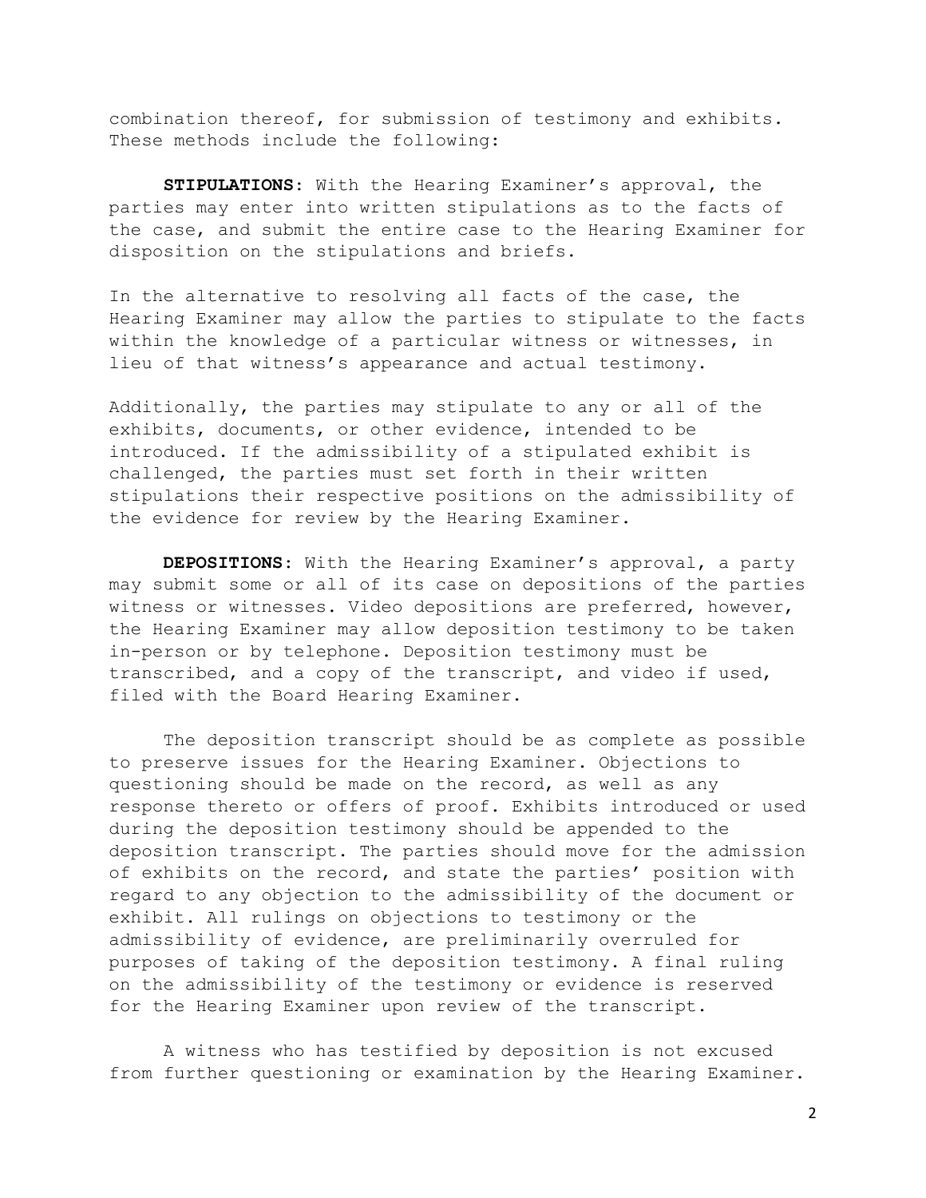combination thereof, for submission of testimony and exhibits. These methods include the following:

**STIPULATIONS**: With the Hearing Examiner's approval, the parties may enter into written stipulations as to the facts of the case, and submit the entire case to the Hearing Examiner for disposition on the stipulations and briefs.

In the alternative to resolving all facts of the case, the Hearing Examiner may allow the parties to stipulate to the facts within the knowledge of a particular witness or witnesses, in lieu of that witness's appearance and actual testimony.

Additionally, the parties may stipulate to any or all of the exhibits, documents, or other evidence, intended to be introduced. If the admissibility of a stipulated exhibit is challenged, the parties must set forth in their written stipulations their respective positions on the admissibility of the evidence for review by the Hearing Examiner.

**DEPOSITIONS**: With the Hearing Examiner's approval, a party may submit some or all of its case on depositions of the parties witness or witnesses. Video depositions are preferred, however, the Hearing Examiner may allow deposition testimony to be taken in-person or by telephone. Deposition testimony must be transcribed, and a copy of the transcript, and video if used, filed with the Board Hearing Examiner.

The deposition transcript should be as complete as possible to preserve issues for the Hearing Examiner. Objections to questioning should be made on the record, as well as any response thereto or offers of proof. Exhibits introduced or used during the deposition testimony should be appended to the deposition transcript. The parties should move for the admission of exhibits on the record, and state the parties' position with regard to any objection to the admissibility of the document or exhibit. All rulings on objections to testimony or the admissibility of evidence, are preliminarily overruled for purposes of taking of the deposition testimony. A final ruling on the admissibility of the testimony or evidence is reserved for the Hearing Examiner upon review of the transcript.

A witness who has testified by deposition is not excused from further questioning or examination by the Hearing Examiner.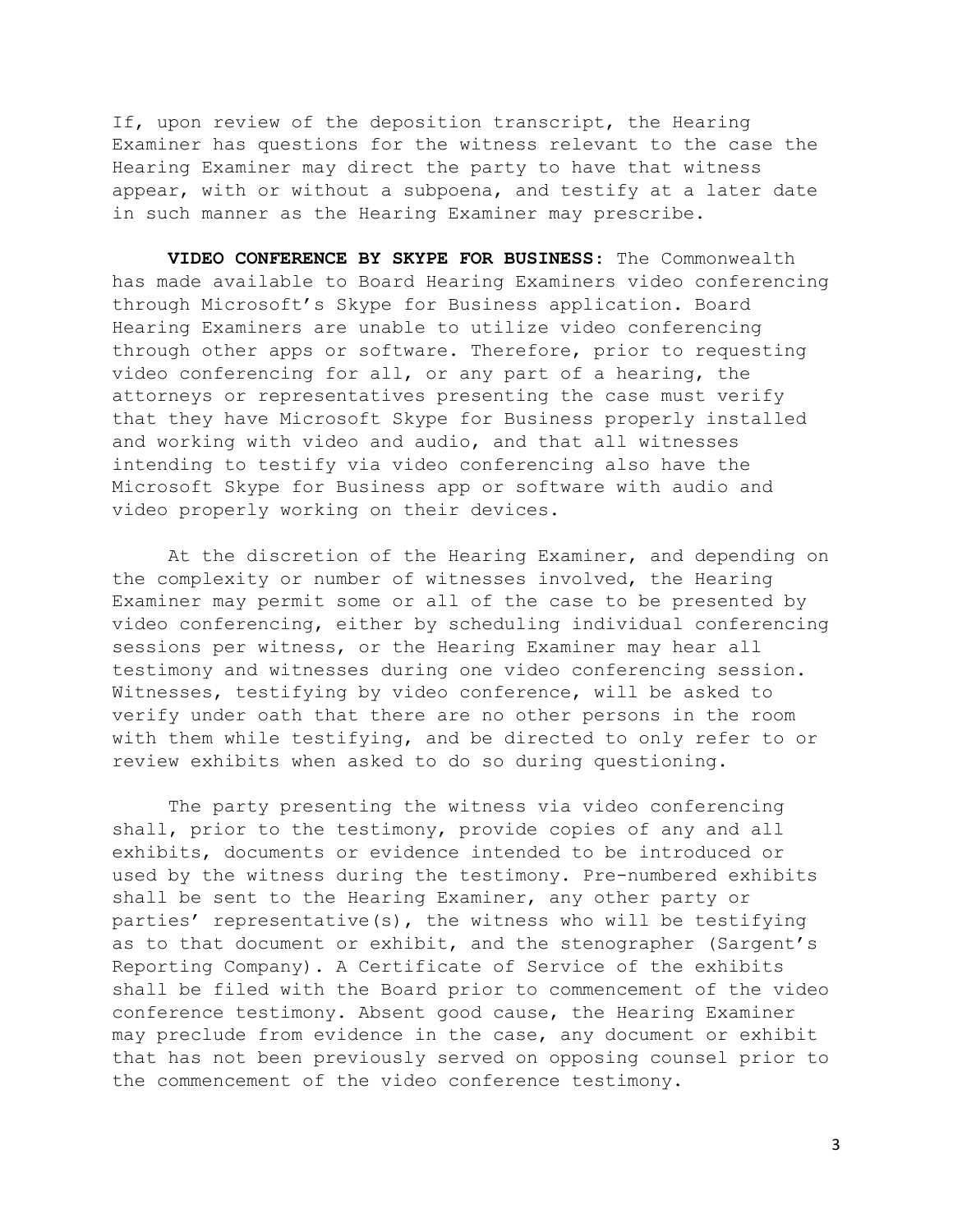If, upon review of the deposition transcript, the Hearing Examiner has questions for the witness relevant to the case the Hearing Examiner may direct the party to have that witness appear, with or without a subpoena, and testify at a later date in such manner as the Hearing Examiner may prescribe.

**VIDEO CONFERENCE BY SKYPE FOR BUSINESS:** The Commonwealth has made available to Board Hearing Examiners video conferencing through Microsoft's Skype for Business application. Board Hearing Examiners are unable to utilize video conferencing through other apps or software. Therefore, prior to requesting video conferencing for all, or any part of a hearing, the attorneys or representatives presenting the case must verify that they have Microsoft Skype for Business properly installed and working with video and audio, and that all witnesses intending to testify via video conferencing also have the Microsoft Skype for Business app or software with audio and video properly working on their devices.

At the discretion of the Hearing Examiner, and depending on the complexity or number of witnesses involved, the Hearing Examiner may permit some or all of the case to be presented by video conferencing, either by scheduling individual conferencing sessions per witness, or the Hearing Examiner may hear all testimony and witnesses during one video conferencing session. Witnesses, testifying by video conference, will be asked to verify under oath that there are no other persons in the room with them while testifying, and be directed to only refer to or review exhibits when asked to do so during questioning.

The party presenting the witness via video conferencing shall, prior to the testimony, provide copies of any and all exhibits, documents or evidence intended to be introduced or used by the witness during the testimony. Pre-numbered exhibits shall be sent to the Hearing Examiner, any other party or parties' representative(s), the witness who will be testifying as to that document or exhibit, and the stenographer (Sargent's Reporting Company). A Certificate of Service of the exhibits shall be filed with the Board prior to commencement of the video conference testimony. Absent good cause, the Hearing Examiner may preclude from evidence in the case, any document or exhibit that has not been previously served on opposing counsel prior to the commencement of the video conference testimony.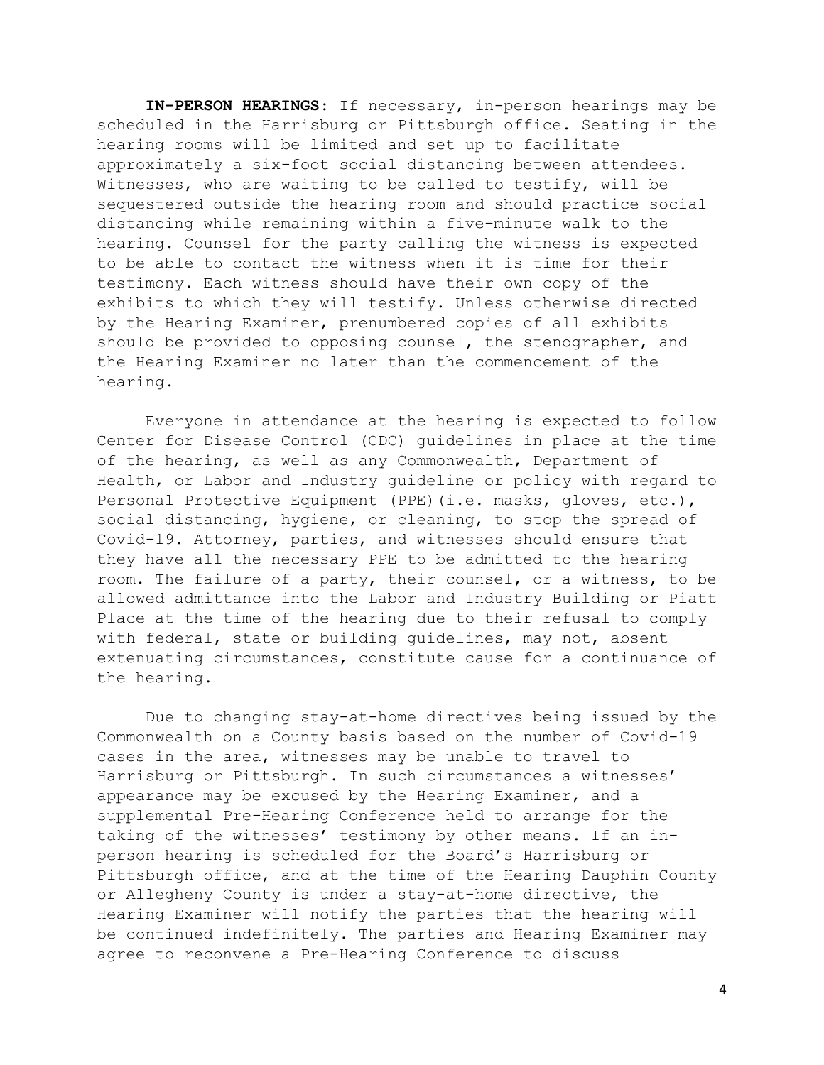**IN-PERSON HEARINGS**: If necessary, in-person hearings may be scheduled in the Harrisburg or Pittsburgh office. Seating in the hearing rooms will be limited and set up to facilitate approximately a six-foot social distancing between attendees. Witnesses, who are waiting to be called to testify, will be sequestered outside the hearing room and should practice social distancing while remaining within a five-minute walk to the hearing. Counsel for the party calling the witness is expected to be able to contact the witness when it is time for their testimony. Each witness should have their own copy of the exhibits to which they will testify. Unless otherwise directed by the Hearing Examiner, prenumbered copies of all exhibits should be provided to opposing counsel, the stenographer, and the Hearing Examiner no later than the commencement of the hearing.

Everyone in attendance at the hearing is expected to follow Center for Disease Control (CDC) guidelines in place at the time of the hearing, as well as any Commonwealth, Department of Health, or Labor and Industry guideline or policy with regard to Personal Protective Equipment (PPE)(i.e. masks, gloves, etc.), social distancing, hygiene, or cleaning, to stop the spread of Covid-19. Attorney, parties, and witnesses should ensure that they have all the necessary PPE to be admitted to the hearing room. The failure of a party, their counsel, or a witness, to be allowed admittance into the Labor and Industry Building or Piatt Place at the time of the hearing due to their refusal to comply with federal, state or building guidelines, may not, absent extenuating circumstances, constitute cause for a continuance of the hearing.

Due to changing stay-at-home directives being issued by the Commonwealth on a County basis based on the number of Covid-19 cases in the area, witnesses may be unable to travel to Harrisburg or Pittsburgh. In such circumstances a witnesses' appearance may be excused by the Hearing Examiner, and a supplemental Pre-Hearing Conference held to arrange for the taking of the witnesses' testimony by other means. If an in-person hearing is scheduled for the Board's Harrisburg or Pittsburgh office, and at the time of the Hearing Dauphin County or Allegheny County is under a stay-at-home directive, the Hearing Examiner will notify the parties that the hearing will be continued indefinitely. The parties and Hearing Examiner may agree to reconvene a Pre-Hearing Conference to discuss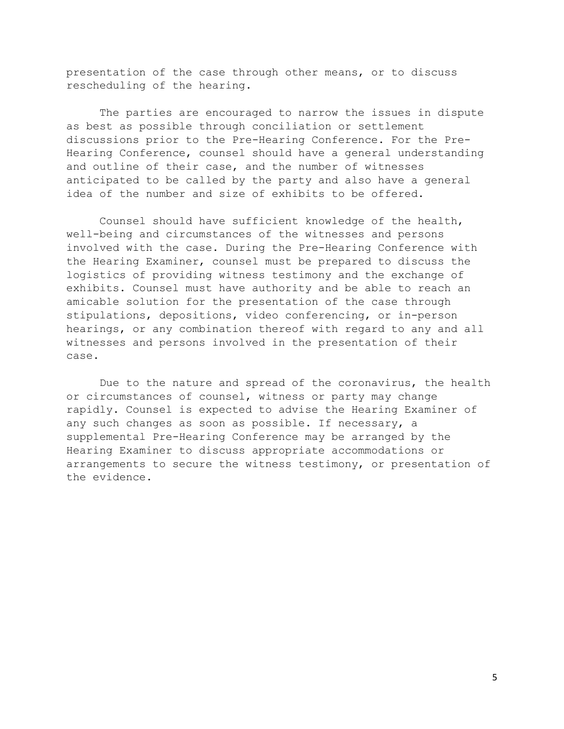presentation of the case through other means, or to discuss rescheduling of the hearing.

The parties are encouraged to narrow the issues in dispute as best as possible through conciliation or settlement discussions prior to the Pre-Hearing Conference. For the Pre-Hearing Conference, counsel should have a general understanding and outline of their case, and the number of witnesses anticipated to be called by the party and also have a general idea of the number and size of exhibits to be offered.

Counsel should have sufficient knowledge of the health, well-being and circumstances of the witnesses and persons involved with the case. During the Pre-Hearing Conference with the Hearing Examiner, counsel must be prepared to discuss the logistics of providing witness testimony and the exchange of exhibits. Counsel must have authority and be able to reach an amicable solution for the presentation of the case through stipulations, depositions, video conferencing, or in-person hearings, or any combination thereof with regard to any and all witnesses and persons involved in the presentation of their case.

Due to the nature and spread of the coronavirus, the health or circumstances of counsel, witness or party may change rapidly. Counsel is expected to advise the Hearing Examiner of any such changes as soon as possible. If necessary, a supplemental Pre-Hearing Conference may be arranged by the Hearing Examiner to discuss appropriate accommodations or arrangements to secure the witness testimony, or presentation of the evidence.